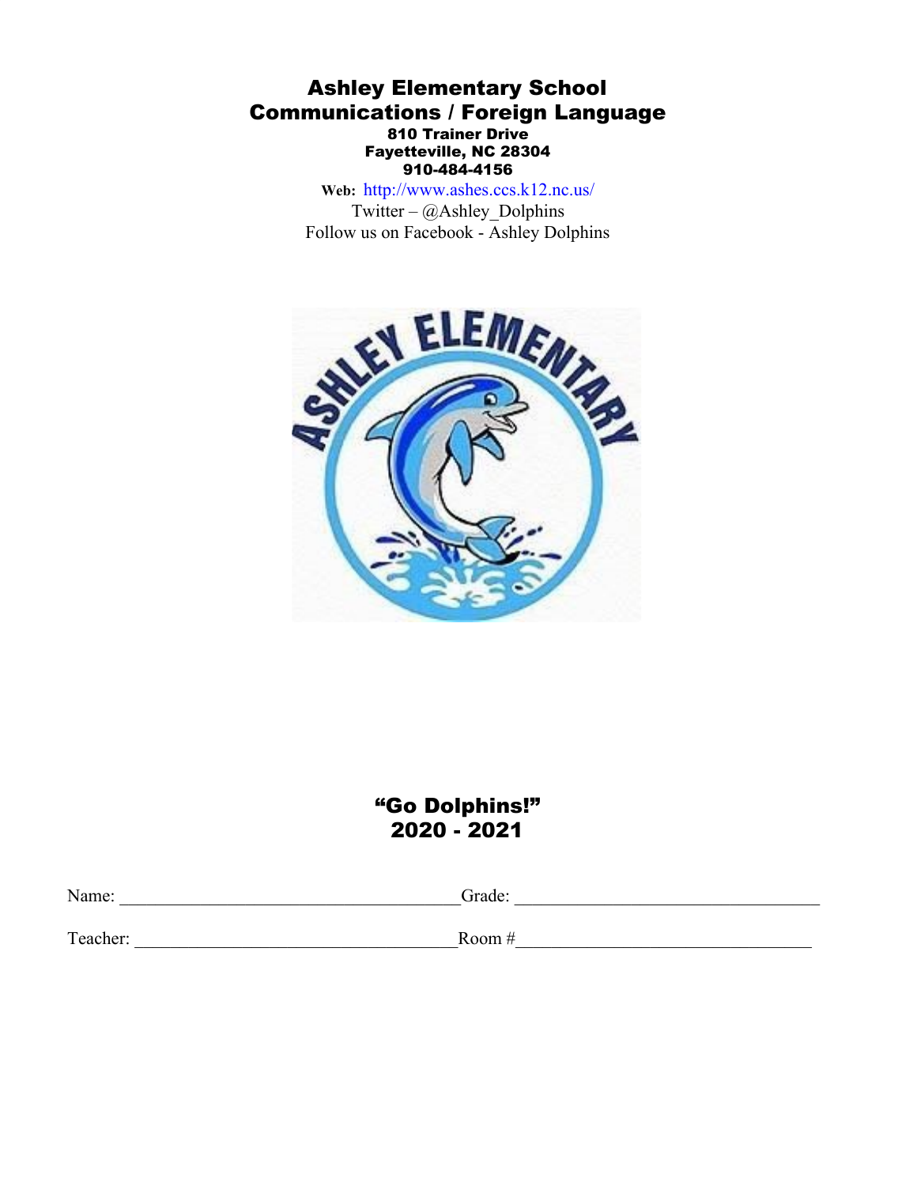# Ashley Elementary School
## Communications / Foreign Language

**810 Trainer Drive**
**Fayetteville, NC 28304**
**910-484-4156**

**Web:** http://www.ashes.ccs.k12.nc.us/
Twitter – @Ashley_Dolphins
Follow us on Facebook - Ashley Dolphins

## "Go Dolphins!"
## 2020 - 2021

Name: ____________________________________ Grade: ________________________________

Teacher: __________________________________ Room #_______________________________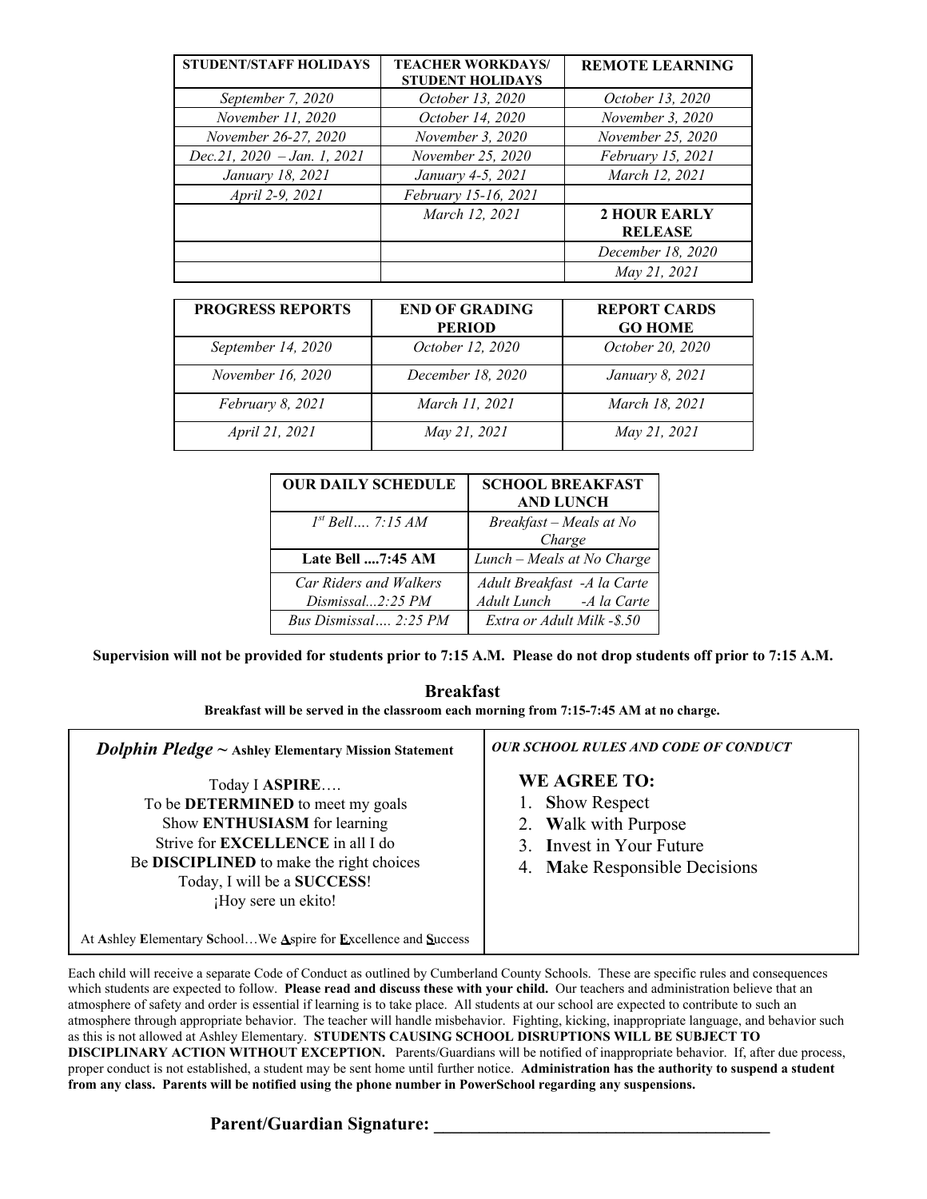| STUDENT/STAFF HOLIDAYS | TEACHER WORKDAYS/ STUDENT HOLIDAYS | REMOTE LEARNING |
|---|---|---|
| *September 7, 2020* | *October 13, 2020* | *October 13, 2020* |
| *November 11, 2020* | *October 14, 2020* | *November 3, 2020* |
| *November 26-27, 2020* | *November 3, 2020* | *November 25, 2020* |
| *Dec.21, 2020 – Jan. 1, 2021* | *November 25, 2020* | *February 15, 2021* |
| *January 18, 2021* | *January 4-5, 2021* | *March 12, 2021* |
| *April 2-9, 2021* | *February 15-16, 2021* | |
| | *March 12, 2021* | **2 HOUR EARLY RELEASE** |
| | | *December 18, 2020* |
| | | *May 21, 2021* |

| PROGRESS REPORTS | END OF GRADING PERIOD | REPORT CARDS GO HOME |
|---|---|---|
| *September 14, 2020* | *October 12, 2020* | *October 20, 2020* |
| *November 16, 2020* | *December 18, 2020* | *January 8, 2021* |
| *February 8, 2021* | *March 11, 2021* | *March 18, 2021* |
| *April 21, 2021* | *May 21, 2021* | *May 21, 2021* |

| OUR DAILY SCHEDULE | SCHOOL BREAKFAST AND LUNCH |
|---|---|
| *1st Bell…. 7:15 AM* | *Breakfast – Meals at No Charge* |
| **Late Bell ....7:45 AM** | *Lunch – Meals at No Charge* |
| *Car Riders and Walkers Dismissal...2:25 PM* | *Adult Breakfast -A la Carte*<br>*Adult Lunch -A la Carte* |
| *Bus Dismissal…. 2:25 PM* | *Extra or Adult Milk -$.50* |

**Supervision will not be provided for students prior to 7:15 A.M. Please do not drop students off prior to 7:15 A.M.**

## Breakfast

**Breakfast will be served in the classroom each morning from 7:15-7:45 AM at no charge.**

***Dolphin Pledge ~* Ashley Elementary Mission Statement**

Today I **ASPIRE**….
To be **DETERMINED** to meet my goals
Show **ENTHUSIASM** for learning
Strive for **EXCELLENCE** in all I do
Be **DISCIPLINED** to make the right choices
Today, I will be a **SUCCESS**!
¡Hoy sere un ekito!

At **A**shley **E**lementary **S**chool…We **A**spire for **E**xcellence and **S**uccess

***OUR SCHOOL RULES AND CODE OF CONDUCT***

**WE AGREE TO:**

1. **S**how Respect
2. **W**alk with Purpose
3. **I**nvest in Your Future
4. **M**ake Responsible Decisions

Each child will receive a separate Code of Conduct as outlined by Cumberland County Schools. These are specific rules and consequences which students are expected to follow. **Please read and discuss these with your child.** Our teachers and administration believe that an atmosphere of safety and order is essential if learning is to take place. All students at our school are expected to contribute to such an atmosphere through appropriate behavior. The teacher will handle misbehavior. Fighting, kicking, inappropriate language, and behavior such as this is not allowed at Ashley Elementary. **STUDENTS CAUSING SCHOOL DISRUPTIONS WILL BE SUBJECT TO DISCIPLINARY ACTION WITHOUT EXCEPTION.** Parents/Guardians will be notified of inappropriate behavior. If, after due process, proper conduct is not established, a student may be sent home until further notice. **Administration has the authority to suspend a student from any class. Parents will be notified using the phone number in PowerSchool regarding any suspensions.**

**Parent/Guardian Signature: ______________________________________**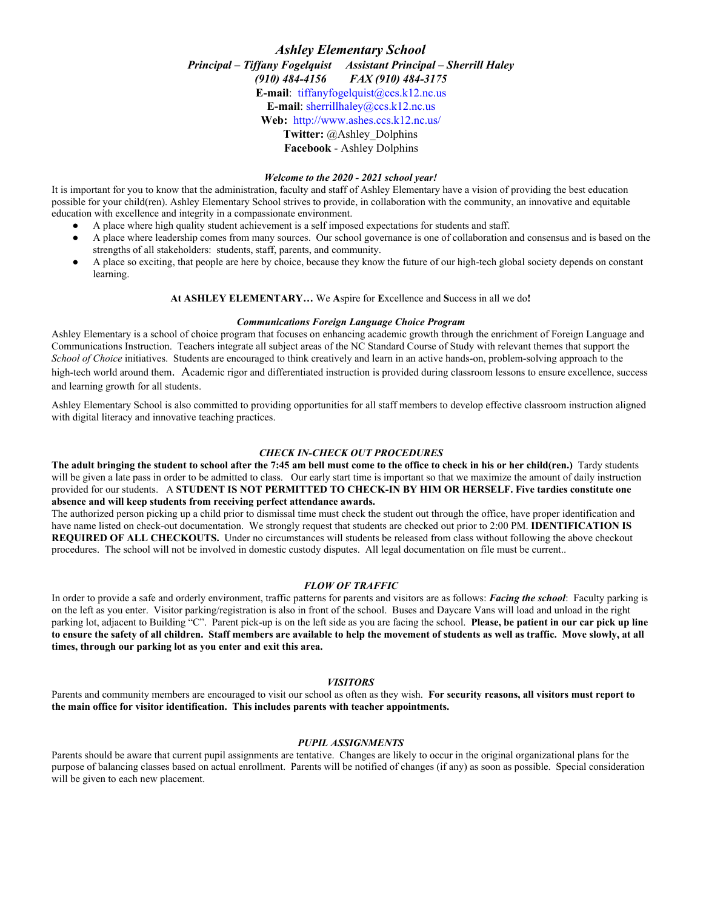# *Ashley Elementary School*

***Principal – Tiffany Fogelquist     Assistant Principal – Sherrill Haley***

***(910) 484-4156     FAX (910) 484-3175***

**E-mail**: tiffanyfogelquist@ccs.k12.nc.us

**E-mail**: sherrillhaley@ccs.k12.nc.us

**Web:** http://www.ashes.ccs.k12.nc.us/

**Twitter:** @Ashley_Dolphins

**Facebook** - Ashley Dolphins

### *Welcome to the 2020 - 2021 school year!*

It is important for you to know that the administration, faculty and staff of Ashley Elementary have a vision of providing the best education possible for your child(ren). Ashley Elementary School strives to provide, in collaboration with the community, an innovative and equitable education with excellence and integrity in a compassionate environment.

- A place where high quality student achievement is a self imposed expectations for students and staff.
- A place where leadership comes from many sources. Our school governance is one of collaboration and consensus and is based on the strengths of all stakeholders: students, staff, parents, and community.
- A place so exciting, that people are here by choice, because they know the future of our high-tech global society depends on constant learning.

**At ASHLEY ELEMENTARY…** We **A**spire for **E**xcellence and **S**uccess in all we do**!**

### *Communications Foreign Language Choice Program*

Ashley Elementary is a school of choice program that focuses on enhancing academic growth through the enrichment of Foreign Language and Communications Instruction. Teachers integrate all subject areas of the NC Standard Course of Study with relevant themes that support the *School of Choice* initiatives. Students are encouraged to think creatively and learn in an active hands-on, problem-solving approach to the high-tech world around them. Academic rigor and differentiated instruction is provided during classroom lessons to ensure excellence, success and learning growth for all students.

Ashley Elementary School is also committed to providing opportunities for all staff members to develop effective classroom instruction aligned with digital literacy and innovative teaching practices.

### *CHECK IN-CHECK OUT PROCEDURES*

**The adult bringing the student to school after the 7:45 am bell must come to the office to check in his or her child(ren.)** Tardy students will be given a late pass in order to be admitted to class. Our early start time is important so that we maximize the amount of daily instruction provided for our students. A **STUDENT IS NOT PERMITTED TO CHECK-IN BY HIM OR HERSELF. Five tardies constitute one absence and will keep students from receiving perfect attendance awards.**

The authorized person picking up a child prior to dismissal time must check the student out through the office, have proper identification and have name listed on check-out documentation. We strongly request that students are checked out prior to 2:00 PM. **IDENTIFICATION IS REQUIRED OF ALL CHECKOUTS.** Under no circumstances will students be released from class without following the above checkout procedures. The school will not be involved in domestic custody disputes. All legal documentation on file must be current..

### *FLOW OF TRAFFIC*

In order to provide a safe and orderly environment, traffic patterns for parents and visitors are as follows: ***Facing the school***: Faculty parking is on the left as you enter. Visitor parking/registration is also in front of the school. Buses and Daycare Vans will load and unload in the right parking lot, adjacent to Building "C". Parent pick-up is on the left side as you are facing the school. **Please, be patient in our car pick up line to ensure the safety of all children. Staff members are available to help the movement of students as well as traffic. Move slowly, at all times, through our parking lot as you enter and exit this area.**

### *VISITORS*

Parents and community members are encouraged to visit our school as often as they wish. **For security reasons, all visitors must report to the main office for visitor identification. This includes parents with teacher appointments.**

### *PUPIL ASSIGNMENTS*

Parents should be aware that current pupil assignments are tentative. Changes are likely to occur in the original organizational plans for the purpose of balancing classes based on actual enrollment. Parents will be notified of changes (if any) as soon as possible. Special consideration will be given to each new placement.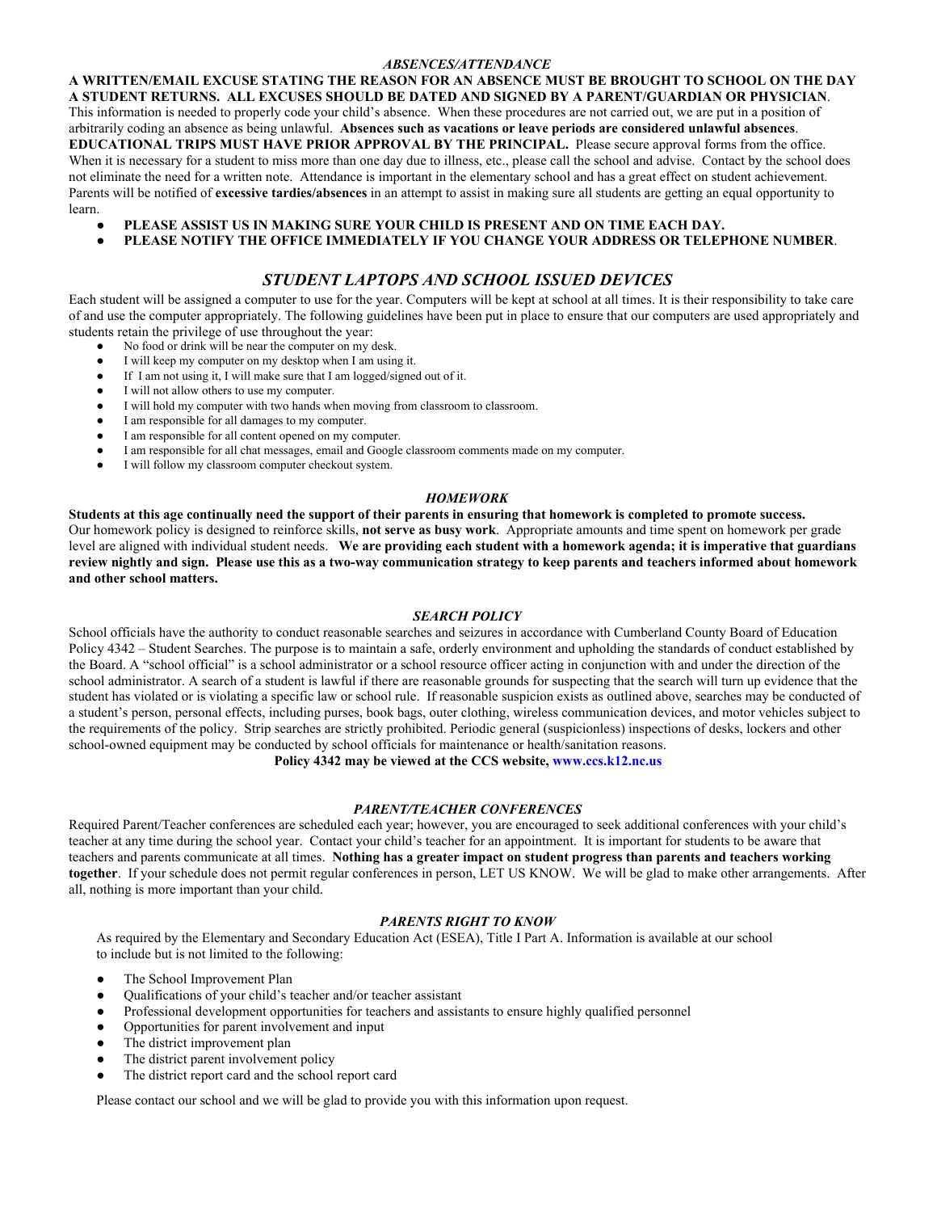### *ABSENCES/ATTENDANCE*

**A WRITTEN/EMAIL EXCUSE STATING THE REASON FOR AN ABSENCE MUST BE BROUGHT TO SCHOOL ON THE DAY A STUDENT RETURNS. ALL EXCUSES SHOULD BE DATED AND SIGNED BY A PARENT/GUARDIAN OR PHYSICIAN**. This information is needed to properly code your child's absence. When these procedures are not carried out, we are put in a position of arbitrarily coding an absence as being unlawful. **Absences such as vacations or leave periods are considered unlawful absences**. **EDUCATIONAL TRIPS MUST HAVE PRIOR APPROVAL BY THE PRINCIPAL.** Please secure approval forms from the office. When it is necessary for a student to miss more than one day due to illness, etc., please call the school and advise. Contact by the school does not eliminate the need for a written note. Attendance is important in the elementary school and has a great effect on student achievement. Parents will be notified of **excessive tardies/absences** in an attempt to assist in making sure all students are getting an equal opportunity to learn.

- **PLEASE ASSIST US IN MAKING SURE YOUR CHILD IS PRESENT AND ON TIME EACH DAY.**
- **PLEASE NOTIFY THE OFFICE IMMEDIATELY IF YOU CHANGE YOUR ADDRESS OR TELEPHONE NUMBER**.

## *STUDENT LAPTOPS AND SCHOOL ISSUED DEVICES*

Each student will be assigned a computer to use for the year. Computers will be kept at school at all times. It is their responsibility to take care of and use the computer appropriately. The following guidelines have been put in place to ensure that our computers are used appropriately and students retain the privilege of use throughout the year:

- No food or drink will be near the computer on my desk.
- I will keep my computer on my desktop when I am using it.
- If I am not using it, I will make sure that I am logged/signed out of it.
- I will not allow others to use my computer.
- I will hold my computer with two hands when moving from classroom to classroom.
- I am responsible for all damages to my computer.
- I am responsible for all content opened on my computer.
- I am responsible for all chat messages, email and Google classroom comments made on my computer.
- I will follow my classroom computer checkout system.

### *HOMEWORK*

**Students at this age continually need the support of their parents in ensuring that homework is completed to promote success.** Our homework policy is designed to reinforce skills, **not serve as busy work**. Appropriate amounts and time spent on homework per grade level are aligned with individual student needs. **We are providing each student with a homework agenda; it is imperative that guardians review nightly and sign. Please use this as a two-way communication strategy to keep parents and teachers informed about homework and other school matters.**

### *SEARCH POLICY*

School officials have the authority to conduct reasonable searches and seizures in accordance with Cumberland County Board of Education Policy 4342 – Student Searches. The purpose is to maintain a safe, orderly environment and upholding the standards of conduct established by the Board. A "school official" is a school administrator or a school resource officer acting in conjunction with and under the direction of the school administrator. A search of a student is lawful if there are reasonable grounds for suspecting that the search will turn up evidence that the student has violated or is violating a specific law or school rule. If reasonable suspicion exists as outlined above, searches may be conducted of a student's person, personal effects, including purses, book bags, outer clothing, wireless communication devices, and motor vehicles subject to the requirements of the policy. Strip searches are strictly prohibited. Periodic general (suspicionless) inspections of desks, lockers and other school-owned equipment may be conducted by school officials for maintenance or health/sanitation reasons.

**Policy 4342 may be viewed at the CCS website, www.ccs.k12.nc.us**

### *PARENT/TEACHER CONFERENCES*

Required Parent/Teacher conferences are scheduled each year; however, you are encouraged to seek additional conferences with your child's teacher at any time during the school year. Contact your child's teacher for an appointment. It is important for students to be aware that teachers and parents communicate at all times. **Nothing has a greater impact on student progress than parents and teachers working together**. If your schedule does not permit regular conferences in person, LET US KNOW. We will be glad to make other arrangements. After all, nothing is more important than your child.

### *PARENTS RIGHT TO KNOW*

As required by the Elementary and Secondary Education Act (ESEA), Title I Part A. Information is available at our school to include but is not limited to the following:

- The School Improvement Plan
- Qualifications of your child's teacher and/or teacher assistant
- Professional development opportunities for teachers and assistants to ensure highly qualified personnel
- Opportunities for parent involvement and input
- The district improvement plan
- The district parent involvement policy
- The district report card and the school report card

Please contact our school and we will be glad to provide you with this information upon request.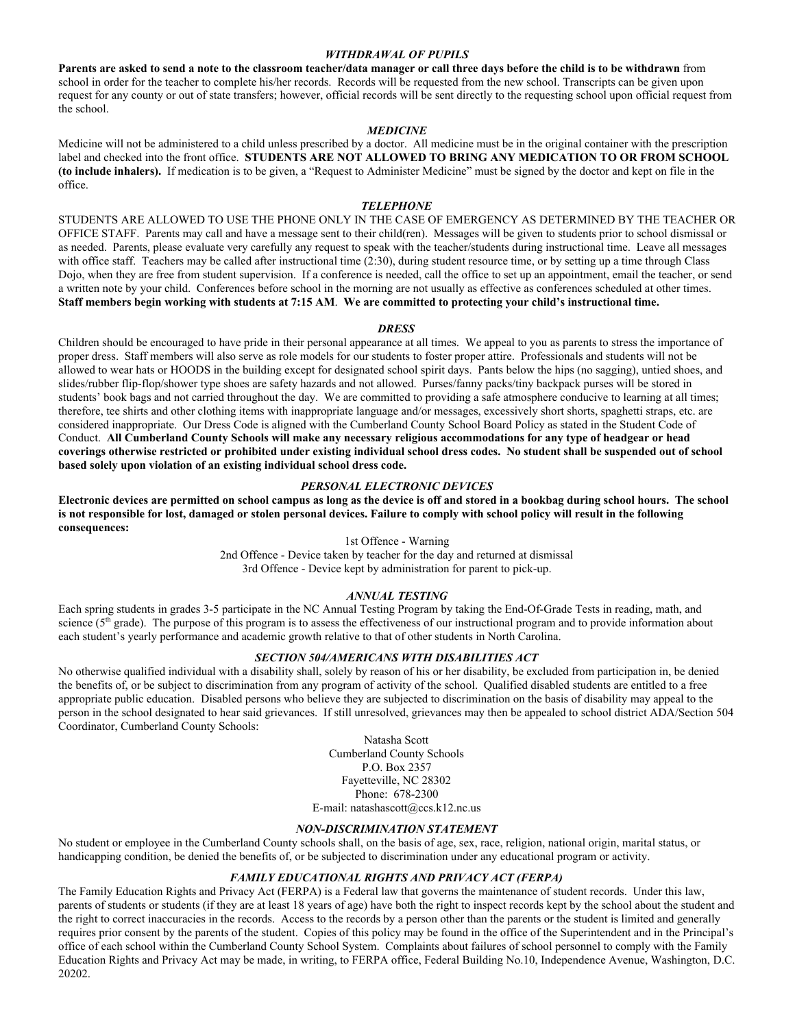### *WITHDRAWAL OF PUPILS*

**Parents are asked to send a note to the classroom teacher/data manager or call three days before the child is to be withdrawn** from school in order for the teacher to complete his/her records. Records will be requested from the new school. Transcripts can be given upon request for any county or out of state transfers; however, official records will be sent directly to the requesting school upon official request from the school.

### *MEDICINE*

Medicine will not be administered to a child unless prescribed by a doctor. All medicine must be in the original container with the prescription label and checked into the front office. **STUDENTS ARE NOT ALLOWED TO BRING ANY MEDICATION TO OR FROM SCHOOL (to include inhalers).** If medication is to be given, a "Request to Administer Medicine" must be signed by the doctor and kept on file in the office.

### *TELEPHONE*

STUDENTS ARE ALLOWED TO USE THE PHONE ONLY IN THE CASE OF EMERGENCY AS DETERMINED BY THE TEACHER OR OFFICE STAFF. Parents may call and have a message sent to their child(ren). Messages will be given to students prior to school dismissal or as needed. Parents, please evaluate very carefully any request to speak with the teacher/students during instructional time. Leave all messages with office staff. Teachers may be called after instructional time (2:30), during student resource time, or by setting up a time through Class Dojo, when they are free from student supervision. If a conference is needed, call the office to set up an appointment, email the teacher, or send a written note by your child. Conferences before school in the morning are not usually as effective as conferences scheduled at other times. **Staff members begin working with students at 7:15 AM**. **We are committed to protecting your child's instructional time.**

### *DRESS*

Children should be encouraged to have pride in their personal appearance at all times. We appeal to you as parents to stress the importance of proper dress. Staff members will also serve as role models for our students to foster proper attire. Professionals and students will not be allowed to wear hats or HOODS in the building except for designated school spirit days. Pants below the hips (no sagging), untied shoes, and slides/rubber flip-flop/shower type shoes are safety hazards and not allowed. Purses/fanny packs/tiny backpack purses will be stored in students' book bags and not carried throughout the day. We are committed to providing a safe atmosphere conducive to learning at all times; therefore, tee shirts and other clothing items with inappropriate language and/or messages, excessively short shorts, spaghetti straps, etc. are considered inappropriate. Our Dress Code is aligned with the Cumberland County School Board Policy as stated in the Student Code of Conduct. **All Cumberland County Schools will make any necessary religious accommodations for any type of headgear or head coverings otherwise restricted or prohibited under existing individual school dress codes. No student shall be suspended out of school based solely upon violation of an existing individual school dress code.**

### *PERSONAL ELECTRONIC DEVICES*

**Electronic devices are permitted on school campus as long as the device is off and stored in a bookbag during school hours. The school is not responsible for lost, damaged or stolen personal devices. Failure to comply with school policy will result in the following consequences:**

1st Offence - Warning
2nd Offence - Device taken by teacher for the day and returned at dismissal
3rd Offence - Device kept by administration for parent to pick-up.

### *ANNUAL TESTING*

Each spring students in grades 3-5 participate in the NC Annual Testing Program by taking the End-Of-Grade Tests in reading, math, and science (5th grade). The purpose of this program is to assess the effectiveness of our instructional program and to provide information about each student's yearly performance and academic growth relative to that of other students in North Carolina.

### *SECTION 504/AMERICANS WITH DISABILITIES ACT*

No otherwise qualified individual with a disability shall, solely by reason of his or her disability, be excluded from participation in, be denied the benefits of, or be subject to discrimination from any program of activity of the school. Qualified disabled students are entitled to a free appropriate public education. Disabled persons who believe they are subjected to discrimination on the basis of disability may appeal to the person in the school designated to hear said grievances. If still unresolved, grievances may then be appealed to school district ADA/Section 504 Coordinator, Cumberland County Schools:

Natasha Scott
Cumberland County Schools
P.O. Box 2357
Fayetteville, NC 28302
Phone: 678-2300
E-mail: natashascott@ccs.k12.nc.us

### *NON-DISCRIMINATION STATEMENT*

No student or employee in the Cumberland County schools shall, on the basis of age, sex, race, religion, national origin, marital status, or handicapping condition, be denied the benefits of, or be subjected to discrimination under any educational program or activity.

### *FAMILY EDUCATIONAL RIGHTS AND PRIVACY ACT (FERPA)*

The Family Education Rights and Privacy Act (FERPA) is a Federal law that governs the maintenance of student records. Under this law, parents of students or students (if they are at least 18 years of age) have both the right to inspect records kept by the school about the student and the right to correct inaccuracies in the records. Access to the records by a person other than the parents or the student is limited and generally requires prior consent by the parents of the student. Copies of this policy may be found in the office of the Superintendent and in the Principal's office of each school within the Cumberland County School System. Complaints about failures of school personnel to comply with the Family Education Rights and Privacy Act may be made, in writing, to FERPA office, Federal Building No.10, Independence Avenue, Washington, D.C. 20202.